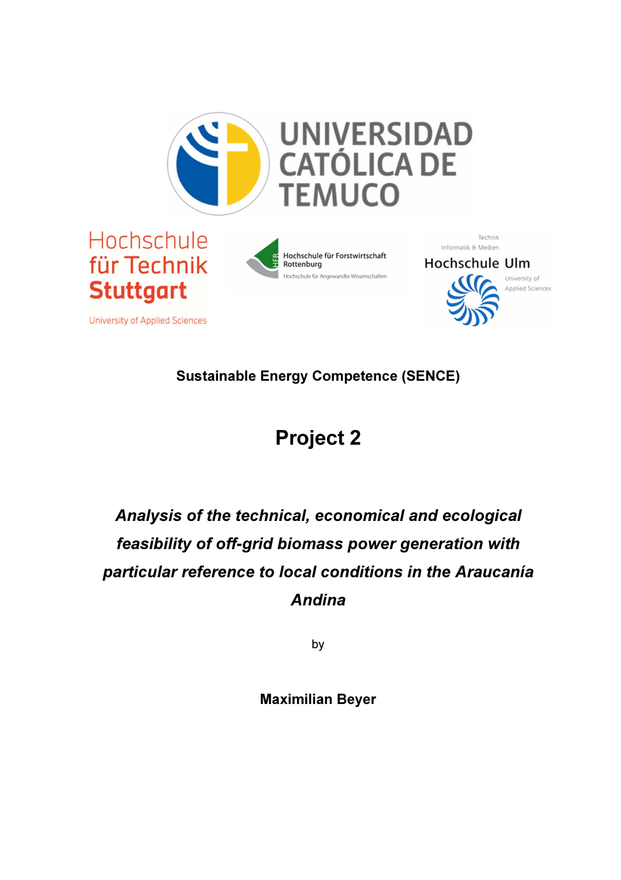UNIVERSIDAD CATÓLICA DE TEMUCO

Hochschule für Technik Stuttgart
University of Applied Sciences

Hochschule für Forstwirtschaft Rottenburg
Hochschule für Angewandte Wissenschaften

Technik Informatik & Medien
Hochschule Ulm
University of Applied Sciences

**Sustainable Energy Competence (SENCE)**

# Project 2

## *Analysis of the technical, economical and ecological feasibility of off-grid biomass power generation with particular reference to local conditions in the Araucanía Andina*

by

**Maximilian Beyer**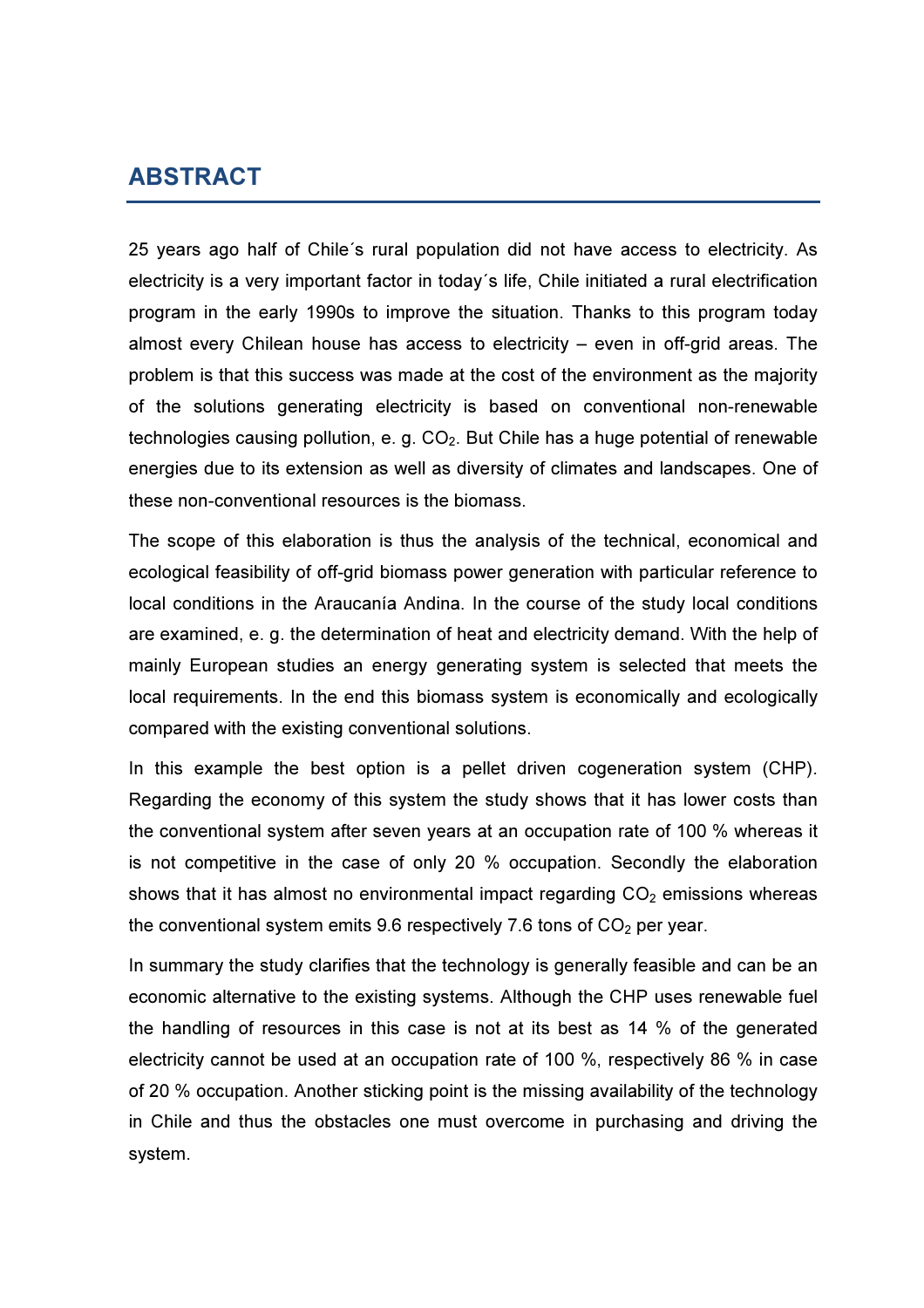# ABSTRACT

25 years ago half of Chile´s rural population did not have access to electricity. As electricity is a very important factor in today´s life, Chile initiated a rural electrification program in the early 1990s to improve the situation. Thanks to this program today almost every Chilean house has access to electricity – even in off-grid areas. The problem is that this success was made at the cost of the environment as the majority of the solutions generating electricity is based on conventional non-renewable technologies causing pollution, e. g. $CO_2$. But Chile has a huge potential of renewable energies due to its extension as well as diversity of climates and landscapes. One of these non-conventional resources is the biomass.

The scope of this elaboration is thus the analysis of the technical, economical and ecological feasibility of off-grid biomass power generation with particular reference to local conditions in the Araucanía Andina. In the course of the study local conditions are examined, e. g. the determination of heat and electricity demand. With the help of mainly European studies an energy generating system is selected that meets the local requirements. In the end this biomass system is economically and ecologically compared with the existing conventional solutions.

In this example the best option is a pellet driven cogeneration system (CHP). Regarding the economy of this system the study shows that it has lower costs than the conventional system after seven years at an occupation rate of 100 % whereas it is not competitive in the case of only 20 % occupation. Secondly the elaboration shows that it has almost no environmental impact regarding $CO_2$ emissions whereas the conventional system emits 9.6 respectively 7.6 tons of $CO_2$ per year.

In summary the study clarifies that the technology is generally feasible and can be an economic alternative to the existing systems. Although the CHP uses renewable fuel the handling of resources in this case is not at its best as 14 % of the generated electricity cannot be used at an occupation rate of 100 %, respectively 86 % in case of 20 % occupation. Another sticking point is the missing availability of the technology in Chile and thus the obstacles one must overcome in purchasing and driving the system.